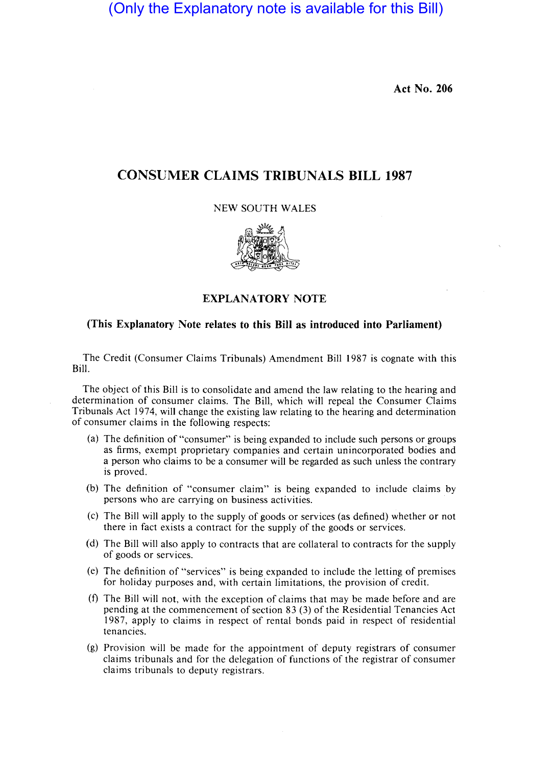(Only the Explanatory note is available for this Bill)

Act No. 206

# CONSUMER CLAIMS TRIBUNALS BILL 1987

NEW SOUTH WALES

## EXPLANATORY NOTE

**(This Explanatory Note relates to this Bill as introduced into Parliament)**

The Credit (Consumer Claims Tribunals) Amendment Bill 1987 is cognate with this Bill.

The object of this Bill is to consolidate and amend the law relating to the hearing and determination of consumer claims. The Bill, which will repeal the Consumer Claims Tribunals Act 1974, will change the existing law relating to the hearing and determination of consumer claims in the following respects:

(a) The definition of "consumer" is being expanded to include such persons or groups as firms, exempt proprietary companies and certain unincorporated bodies and a person who claims to be a consumer will be regarded as such unless the contrary is proved.

(b) The definition of "consumer claim" is being expanded to include claims by persons who are carrying on business activities.

(c) The Bill will apply to the supply of goods or services (as defined) whether or not there in fact exists a contract for the supply of the goods or services.

(d) The Bill will also apply to contracts that are collateral to contracts for the supply of goods or services.

(e) The definition of "services" is being expanded to include the letting of premises for holiday purposes and, with certain limitations, the provision of credit.

(f) The Bill will not, with the exception of claims that may be made before and are pending at the commencement of section 83 (3) of the Residential Tenancies Act 1987, apply to claims in respect of rental bonds paid in respect of residential tenancies.

(g) Provision will be made for the appointment of deputy registrars of consumer claims tribunals and for the delegation of functions of the registrar of consumer claims tribunals to deputy registrars.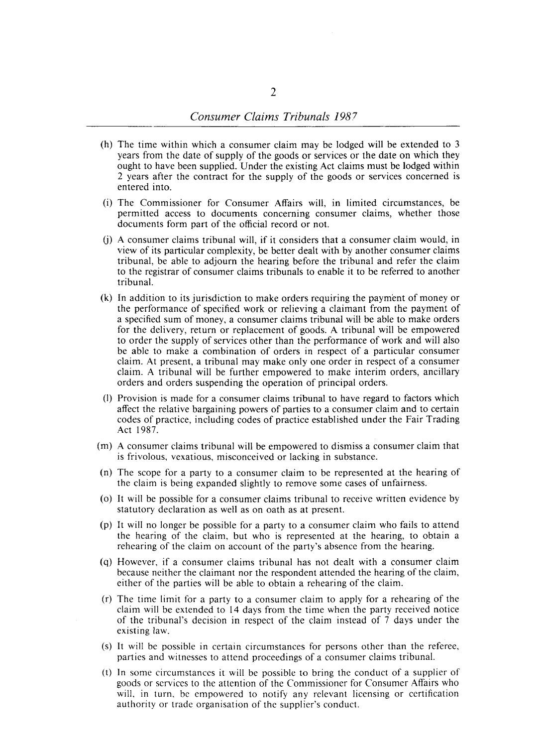(h) The time within which a consumer claim may be lodged will be extended to 3 years from the date of supply of the goods or services or the date on which they ought to have been supplied. Under the existing Act claims must be lodged within 2 years after the contract for the supply of the goods or services concerned is entered into.

(i) The Commissioner for Consumer Affairs will, in limited circumstances, be permitted access to documents concerning consumer claims, whether those documents form part of the official record or not.

(j) A consumer claims tribunal will, if it considers that a consumer claim would, in view of its particular complexity, be better dealt with by another consumer claims tribunal, be able to adjourn the hearing before the tribunal and refer the claim to the registrar of consumer claims tribunals to enable it to be referred to another tribunal.

(k) In addition to its jurisdiction to make orders requiring the payment of money or the performance of specified work or relieving a claimant from the payment of a specified sum of money, a consumer claims tribunal will be able to make orders for the delivery, return or replacement of goods. A tribunal will be empowered to order the supply of services other than the performance of work and will also be able to make a combination of orders in respect of a particular consumer claim. At present, a tribunal may make only one order in respect of a consumer claim. A tribunal will be further empowered to make interim orders, ancillary orders and orders suspending the operation of principal orders.

(l) Provision is made for a consumer claims tribunal to have regard to factors which affect the relative bargaining powers of parties to a consumer claim and to certain codes of practice, including codes of practice established under the Fair Trading Act 1987.

(m) A consumer claims tribunal will be empowered to dismiss a consumer claim that is frivolous, vexatious, misconceived or lacking in substance.

(n) The scope for a party to a consumer claim to be represented at the hearing of the claim is being expanded slightly to remove some cases of unfairness.

(o) It will be possible for a consumer claims tribunal to receive written evidence by statutory declaration as well as on oath as at present.

(p) It will no longer be possible for a party to a consumer claim who fails to attend the hearing of the claim, but who is represented at the hearing, to obtain a rehearing of the claim on account of the party's absence from the hearing.

(q) However, if a consumer claims tribunal has not dealt with a consumer claim because neither the claimant nor the respondent attended the hearing of the claim, either of the parties will be able to obtain a rehearing of the claim.

(r) The time limit for a party to a consumer claim to apply for a rehearing of the claim will be extended to 14 days from the time when the party received notice of the tribunal's decision in respect of the claim instead of 7 days under the existing law.

(s) It will be possible in certain circumstances for persons other than the referee, parties and witnesses to attend proceedings of a consumer claims tribunal.

(t) In some circumstances it will be possible to bring the conduct of a supplier of goods or services to the attention of the Commissioner for Consumer Affairs who will, in turn, be empowered to notify any relevant licensing or certification authority or trade organisation of the supplier's conduct.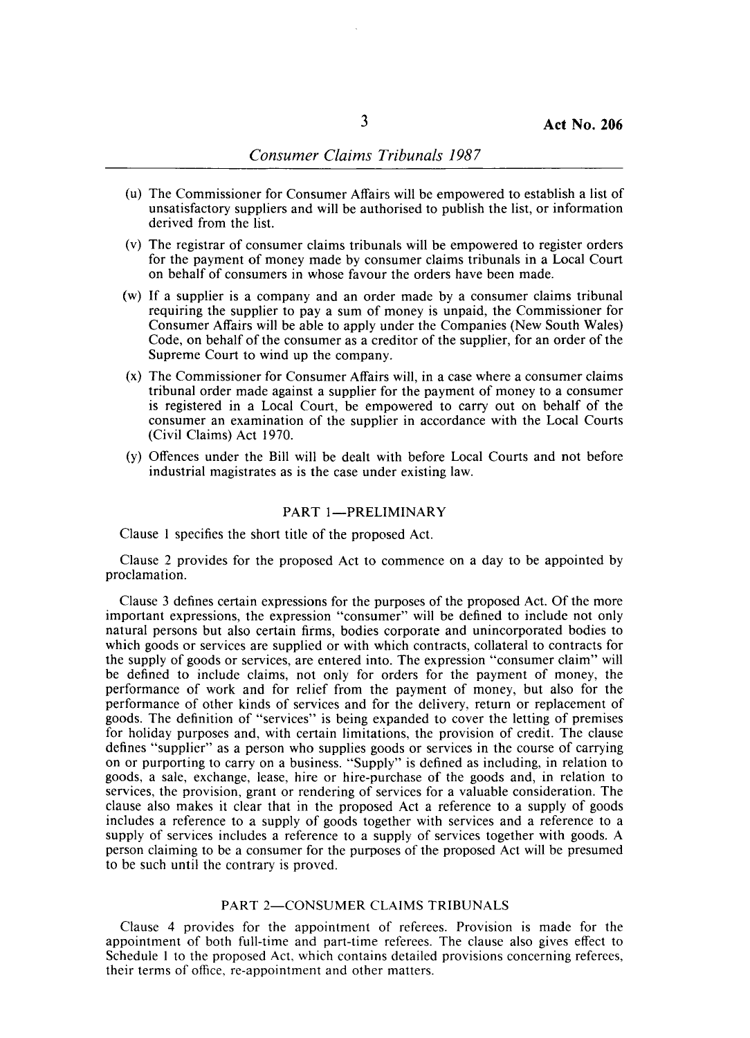(u) The Commissioner for Consumer Affairs will be empowered to establish a list of unsatisfactory suppliers and will be authorised to publish the list, or information derived from the list.

(v) The registrar of consumer claims tribunals will be empowered to register orders for the payment of money made by consumer claims tribunals in a Local Court on behalf of consumers in whose favour the orders have been made.

(w) If a supplier is a company and an order made by a consumer claims tribunal requiring the supplier to pay a sum of money is unpaid, the Commissioner for Consumer Affairs will be able to apply under the Companies (New South Wales) Code, on behalf of the consumer as a creditor of the supplier, for an order of the Supreme Court to wind up the company.

(x) The Commissioner for Consumer Affairs will, in a case where a consumer claims tribunal order made against a supplier for the payment of money to a consumer is registered in a Local Court, be empowered to carry out on behalf of the consumer an examination of the supplier in accordance with the Local Courts (Civil Claims) Act 1970.

(y) Offences under the Bill will be dealt with before Local Courts and not before industrial magistrates as is the case under existing law.

## PART 1—PRELIMINARY

Clause 1 specifies the short title of the proposed Act.

Clause 2 provides for the proposed Act to commence on a day to be appointed by proclamation.

Clause 3 defines certain expressions for the purposes of the proposed Act. Of the more important expressions, the expression "consumer" will be defined to include not only natural persons but also certain firms, bodies corporate and unincorporated bodies to which goods or services are supplied or with which contracts, collateral to contracts for the supply of goods or services, are entered into. The expression "consumer claim" will be defined to include claims, not only for orders for the payment of money, the performance of work and for relief from the payment of money, but also for the performance of other kinds of services and for the delivery, return or replacement of goods. The definition of "services" is being expanded to cover the letting of premises for holiday purposes and, with certain limitations, the provision of credit. The clause defines "supplier" as a person who supplies goods or services in the course of carrying on or purporting to carry on a business. "Supply" is defined as including, in relation to goods, a sale, exchange, lease, hire or hire-purchase of the goods and, in relation to services, the provision, grant or rendering of services for a valuable consideration. The clause also makes it clear that in the proposed Act a reference to a supply of goods includes a reference to a supply of goods together with services and a reference to a supply of services includes a reference to a supply of services together with goods. A person claiming to be a consumer for the purposes of the proposed Act will be presumed to be such until the contrary is proved.

## PART 2—CONSUMER CLAIMS TRIBUNALS

Clause 4 provides for the appointment of referees. Provision is made for the appointment of both full-time and part-time referees. The clause also gives effect to Schedule 1 to the proposed Act, which contains detailed provisions concerning referees, their terms of office, re-appointment and other matters.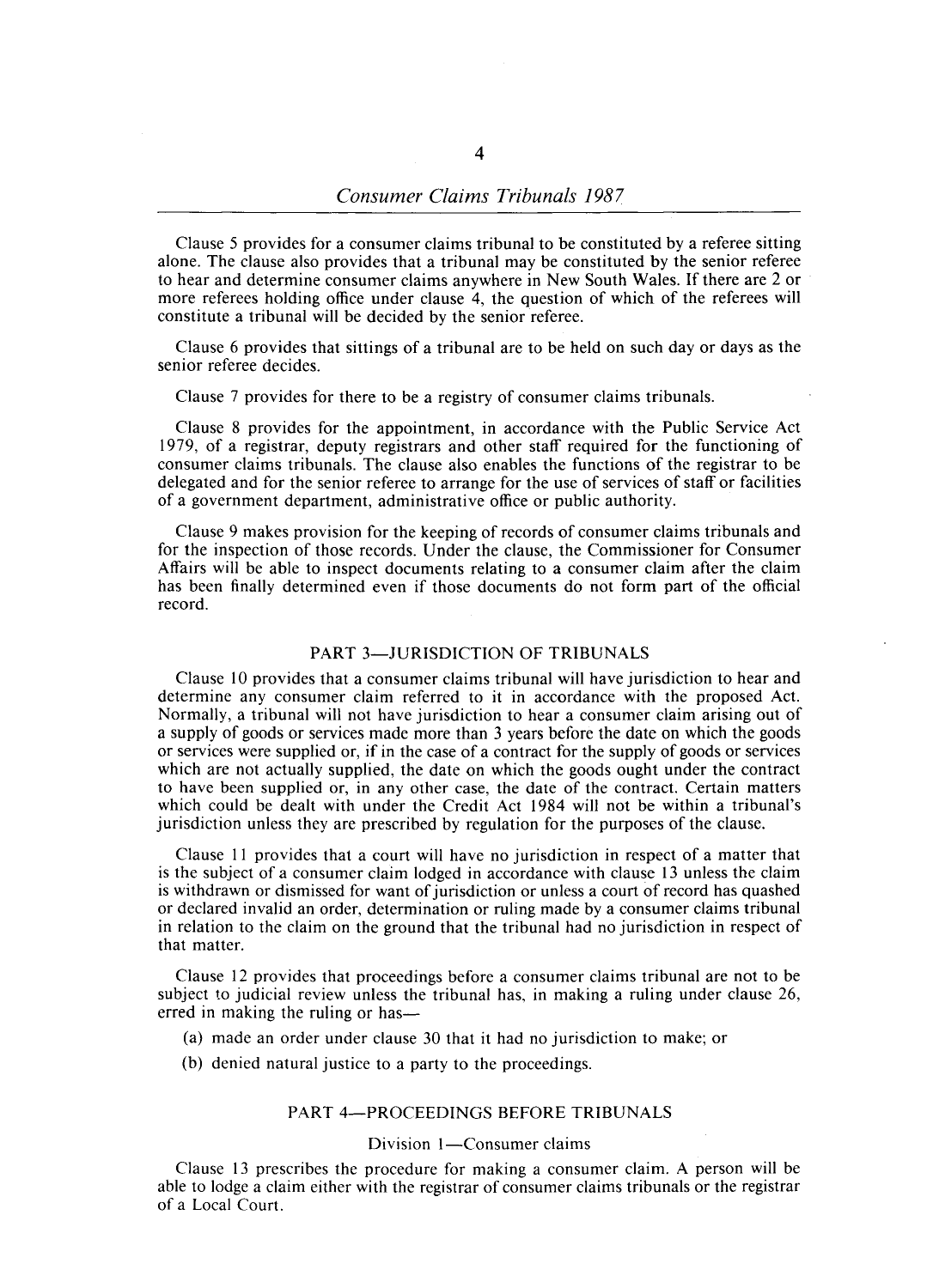Clause 5 provides for a consumer claims tribunal to be constituted by a referee sitting alone. The clause also provides that a tribunal may be constituted by the senior referee to hear and determine consumer claims anywhere in New South Wales. If there are 2 or more referees holding office under clause 4, the question of which of the referees will constitute a tribunal will be decided by the senior referee.

Clause 6 provides that sittings of a tribunal are to be held on such day or days as the senior referee decides.

Clause 7 provides for there to be a registry of consumer claims tribunals.

Clause 8 provides for the appointment, in accordance with the Public Service Act 1979, of a registrar, deputy registrars and other staff required for the functioning of consumer claims tribunals. The clause also enables the functions of the registrar to be delegated and for the senior referee to arrange for the use of services of staff or facilities of a government department, administrative office or public authority.

Clause 9 makes provision for the keeping of records of consumer claims tribunals and for the inspection of those records. Under the clause, the Commissioner for Consumer Affairs will be able to inspect documents relating to a consumer claim after the claim has been finally determined even if those documents do not form part of the official record.

## PART 3—JURISDICTION OF TRIBUNALS

Clause 10 provides that a consumer claims tribunal will have jurisdiction to hear and determine any consumer claim referred to it in accordance with the proposed Act. Normally, a tribunal will not have jurisdiction to hear a consumer claim arising out of a supply of goods or services made more than 3 years before the date on which the goods or services were supplied or, if in the case of a contract for the supply of goods or services which are not actually supplied, the date on which the goods ought under the contract to have been supplied or, in any other case, the date of the contract. Certain matters which could be dealt with under the Credit Act 1984 will not be within a tribunal's jurisdiction unless they are prescribed by regulation for the purposes of the clause.

Clause 11 provides that a court will have no jurisdiction in respect of a matter that is the subject of a consumer claim lodged in accordance with clause 13 unless the claim is withdrawn or dismissed for want of jurisdiction or unless a court of record has quashed or declared invalid an order, determination or ruling made by a consumer claims tribunal in relation to the claim on the ground that the tribunal had no jurisdiction in respect of that matter.

Clause 12 provides that proceedings before a consumer claims tribunal are not to be subject to judicial review unless the tribunal has, in making a ruling under clause 26, erred in making the ruling or has—

(a) made an order under clause 30 that it had no jurisdiction to make; or

(b) denied natural justice to a party to the proceedings.

## PART 4—PROCEEDINGS BEFORE TRIBUNALS

### Division 1—Consumer claims

Clause 13 prescribes the procedure for making a consumer claim. A person will be able to lodge a claim either with the registrar of consumer claims tribunals or the registrar of a Local Court.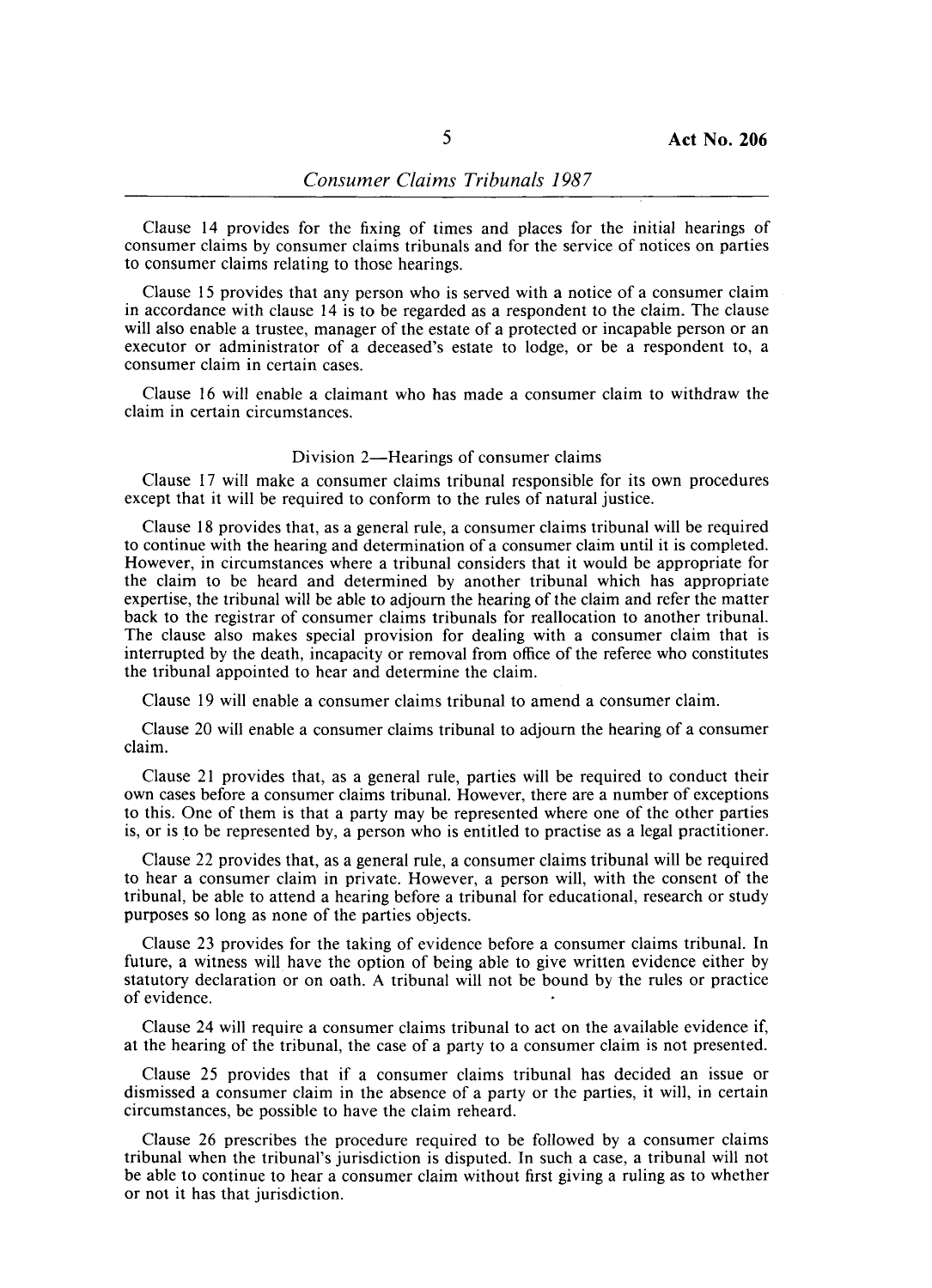Clause 14 provides for the fixing of times and places for the initial hearings of consumer claims by consumer claims tribunals and for the service of notices on parties to consumer claims relating to those hearings.

Clause 15 provides that any person who is served with a notice of a consumer claim in accordance with clause 14 is to be regarded as a respondent to the claim. The clause will also enable a trustee, manager of the estate of a protected or incapable person or an executor or administrator of a deceased's estate to lodge, or be a respondent to, a consumer claim in certain cases.

Clause 16 will enable a claimant who has made a consumer claim to withdraw the claim in certain circumstances.

Division 2—Hearings of consumer claims

Clause 17 will make a consumer claims tribunal responsible for its own procedures except that it will be required to conform to the rules of natural justice.

Clause 18 provides that, as a general rule, a consumer claims tribunal will be required to continue with the hearing and determination of a consumer claim until it is completed. However, in circumstances where a tribunal considers that it would be appropriate for the claim to be heard and determined by another tribunal which has appropriate expertise, the tribunal will be able to adjourn the hearing of the claim and refer the matter back to the registrar of consumer claims tribunals for reallocation to another tribunal. The clause also makes special provision for dealing with a consumer claim that is interrupted by the death, incapacity or removal from office of the referee who constitutes the tribunal appointed to hear and determine the claim.

Clause 19 will enable a consumer claims tribunal to amend a consumer claim.

Clause 20 will enable a consumer claims tribunal to adjourn the hearing of a consumer claim.

Clause 21 provides that, as a general rule, parties will be required to conduct their own cases before a consumer claims tribunal. However, there are a number of exceptions to this. One of them is that a party may be represented where one of the other parties is, or is to be represented by, a person who is entitled to practise as a legal practitioner.

Clause 22 provides that, as a general rule, a consumer claims tribunal will be required to hear a consumer claim in private. However, a person will, with the consent of the tribunal, be able to attend a hearing before a tribunal for educational, research or study purposes so long as none of the parties objects.

Clause 23 provides for the taking of evidence before a consumer claims tribunal. In future, a witness will have the option of being able to give written evidence either by statutory declaration or on oath. A tribunal will not be bound by the rules or practice of evidence.

Clause 24 will require a consumer claims tribunal to act on the available evidence if, at the hearing of the tribunal, the case of a party to a consumer claim is not presented.

Clause 25 provides that if a consumer claims tribunal has decided an issue or dismissed a consumer claim in the absence of a party or the parties, it will, in certain circumstances, be possible to have the claim reheard.

Clause 26 prescribes the procedure required to be followed by a consumer claims tribunal when the tribunal's jurisdiction is disputed. In such a case, a tribunal will not be able to continue to hear a consumer claim without first giving a ruling as to whether or not it has that jurisdiction.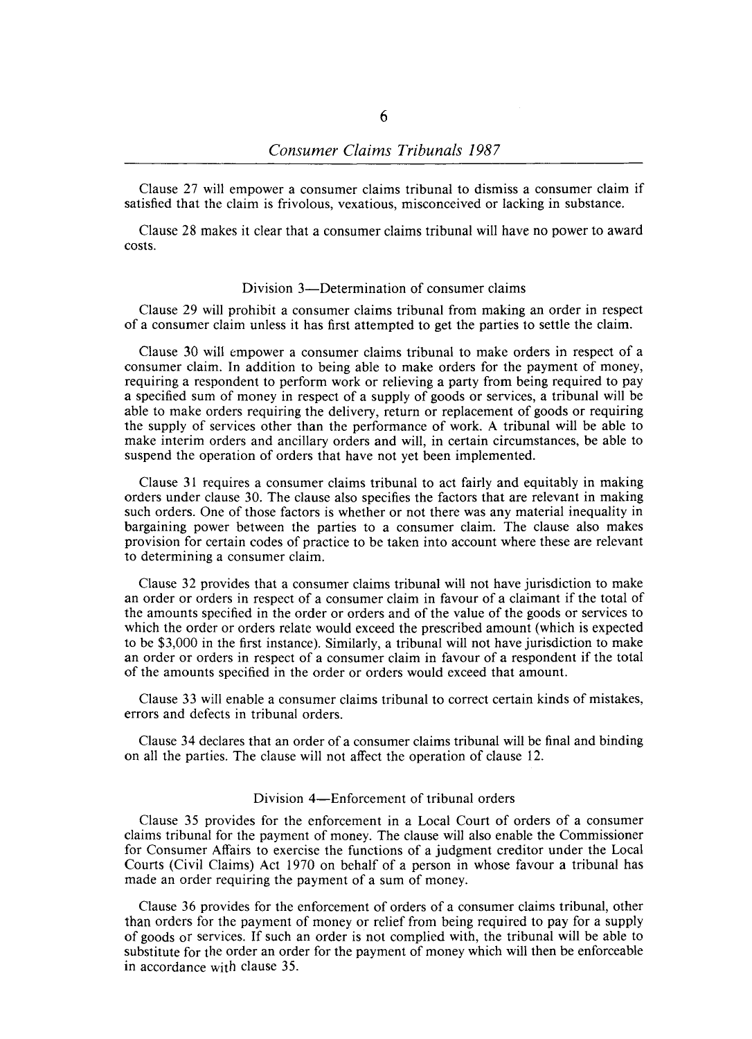Clause 27 will empower a consumer claims tribunal to dismiss a consumer claim if satisfied that the claim is frivolous, vexatious, misconceived or lacking in substance.

Clause 28 makes it clear that a consumer claims tribunal will have no power to award costs.

### Division 3—Determination of consumer claims

Clause 29 will prohibit a consumer claims tribunal from making an order in respect of a consumer claim unless it has first attempted to get the parties to settle the claim.

Clause 30 will empower a consumer claims tribunal to make orders in respect of a consumer claim. In addition to being able to make orders for the payment of money, requiring a respondent to perform work or relieving a party from being required to pay a specified sum of money in respect of a supply of goods or services, a tribunal will be able to make orders requiring the delivery, return or replacement of goods or requiring the supply of services other than the performance of work. A tribunal will be able to make interim orders and ancillary orders and will, in certain circumstances, be able to suspend the operation of orders that have not yet been implemented.

Clause 31 requires a consumer claims tribunal to act fairly and equitably in making orders under clause 30. The clause also specifies the factors that are relevant in making such orders. One of those factors is whether or not there was any material inequality in bargaining power between the parties to a consumer claim. The clause also makes provision for certain codes of practice to be taken into account where these are relevant to determining a consumer claim.

Clause 32 provides that a consumer claims tribunal will not have jurisdiction to make an order or orders in respect of a consumer claim in favour of a claimant if the total of the amounts specified in the order or orders and of the value of the goods or services to which the order or orders relate would exceed the prescribed amount (which is expected to be $3,000 in the first instance). Similarly, a tribunal will not have jurisdiction to make an order or orders in respect of a consumer claim in favour of a respondent if the total of the amounts specified in the order or orders would exceed that amount.

Clause 33 will enable a consumer claims tribunal to correct certain kinds of mistakes, errors and defects in tribunal orders.

Clause 34 declares that an order of a consumer claims tribunal will be final and binding on all the parties. The clause will not affect the operation of clause 12.

### Division 4—Enforcement of tribunal orders

Clause 35 provides for the enforcement in a Local Court of orders of a consumer claims tribunal for the payment of money. The clause will also enable the Commissioner for Consumer Affairs to exercise the functions of a judgment creditor under the Local Courts (Civil Claims) Act 1970 on behalf of a person in whose favour a tribunal has made an order requiring the payment of a sum of money.

Clause 36 provides for the enforcement of orders of a consumer claims tribunal, other than orders for the payment of money or relief from being required to pay for a supply of goods or services. If such an order is not complied with, the tribunal will be able to substitute for the order an order for the payment of money which will then be enforceable in accordance with clause 35.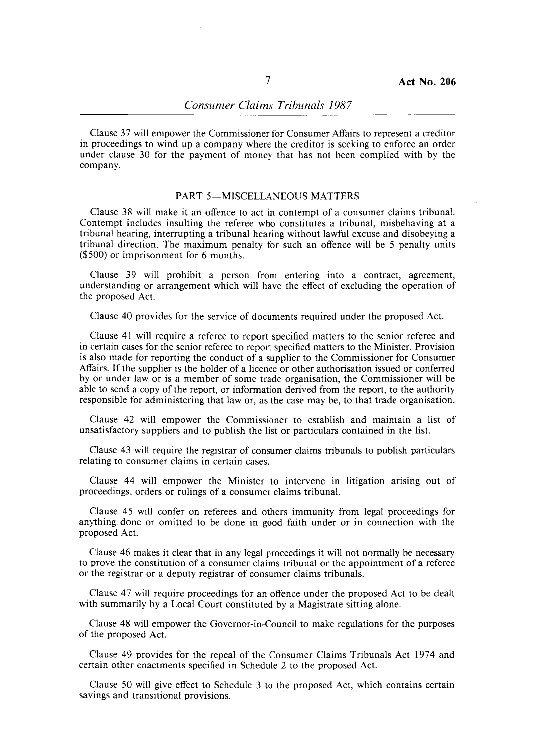Clause 37 will empower the Commissioner for Consumer Affairs to represent a creditor in proceedings to wind up a company where the creditor is seeking to enforce an order under clause 30 for the payment of money that has not been complied with by the company.

## PART 5—MISCELLANEOUS MATTERS

Clause 38 will make it an offence to act in contempt of a consumer claims tribunal. Contempt includes insulting the referee who constitutes a tribunal, misbehaving at a tribunal hearing, interrupting a tribunal hearing without lawful excuse and disobeying a tribunal direction. The maximum penalty for such an offence will be 5 penalty units ($500) or imprisonment for 6 months.

Clause 39 will prohibit a person from entering into a contract, agreement, understanding or arrangement which will have the effect of excluding the operation of the proposed Act.

Clause 40 provides for the service of documents required under the proposed Act.

Clause 41 will require a referee to report specified matters to the senior referee and in certain cases for the senior referee to report specified matters to the Minister. Provision is also made for reporting the conduct of a supplier to the Commissioner for Consumer Affairs. If the supplier is the holder of a licence or other authorisation issued or conferred by or under law or is a member of some trade organisation, the Commissioner will be able to send a copy of the report, or information derived from the report, to the authority responsible for administering that law or, as the case may be, to that trade organisation.

Clause 42 will empower the Commissioner to establish and maintain a list of unsatisfactory suppliers and to publish the list or particulars contained in the list.

Clause 43 will require the registrar of consumer claims tribunals to publish particulars relating to consumer claims in certain cases.

Clause 44 will empower the Minister to intervene in litigation arising out of proceedings, orders or rulings of a consumer claims tribunal.

Clause 45 will confer on referees and others immunity from legal proceedings for anything done or omitted to be done in good faith under or in connection with the proposed Act.

Clause 46 makes it clear that in any legal proceedings it will not normally be necessary to prove the constitution of a consumer claims tribunal or the appointment of a referee or the registrar or a deputy registrar of consumer claims tribunals.

Clause 47 will require proceedings for an offence under the proposed Act to be dealt with summarily by a Local Court constituted by a Magistrate sitting alone.

Clause 48 will empower the Governor-in-Council to make regulations for the purposes of the proposed Act.

Clause 49 provides for the repeal of the Consumer Claims Tribunals Act 1974 and certain other enactments specified in Schedule 2 to the proposed Act.

Clause 50 will give effect to Schedule 3 to the proposed Act, which contains certain savings and transitional provisions.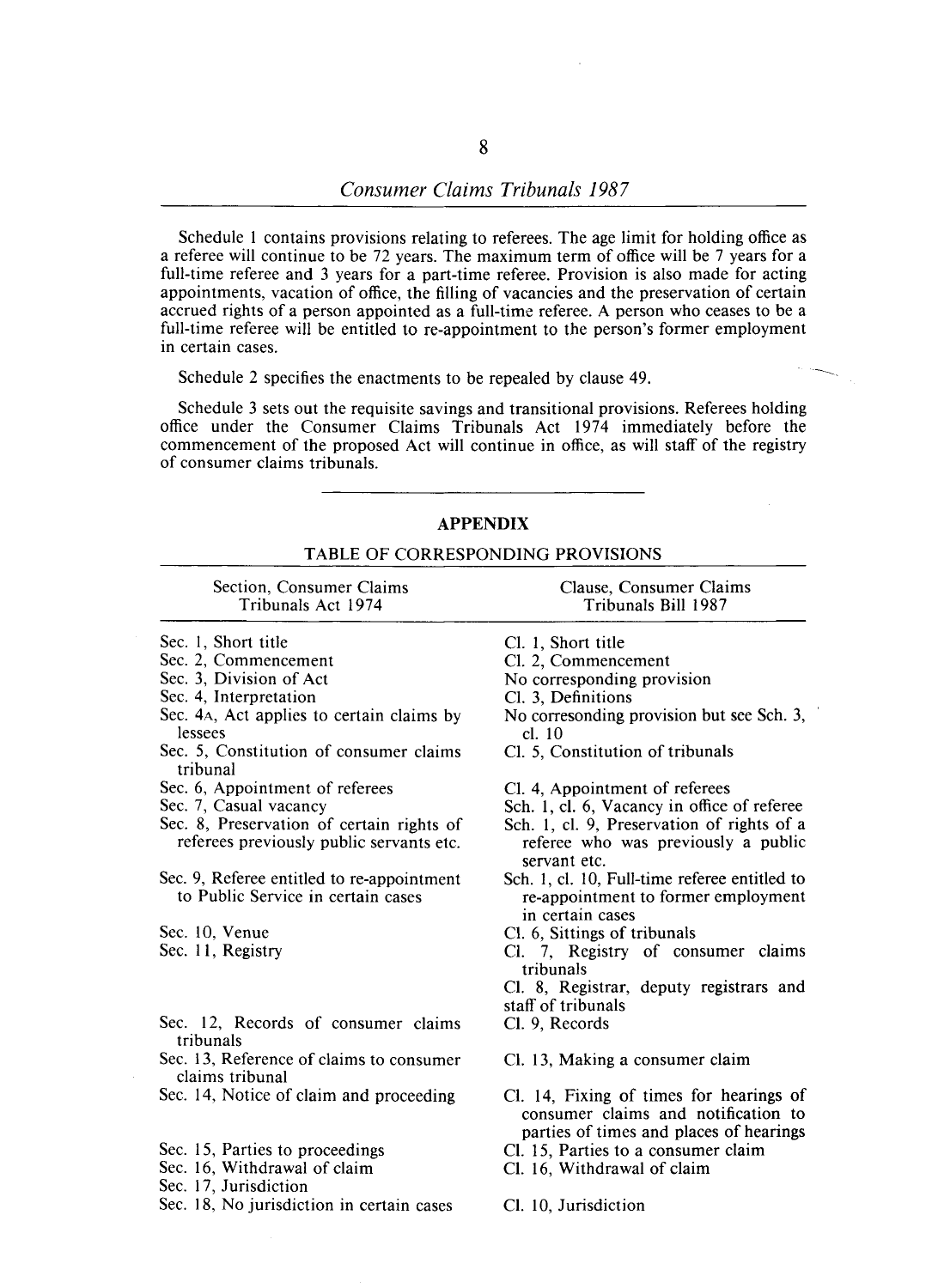Schedule 1 contains provisions relating to referees. The age limit for holding office as a referee will continue to be 72 years. The maximum term of office will be 7 years for a full-time referee and 3 years for a part-time referee. Provision is also made for acting appointments, vacation of office, the filling of vacancies and the preservation of certain accrued rights of a person appointed as a full-time referee. A person who ceases to be a full-time referee will be entitled to re-appointment to the person's former employment in certain cases.

Schedule 2 specifies the enactments to be repealed by clause 49.

Schedule 3 sets out the requisite savings and transitional provisions. Referees holding office under the Consumer Claims Tribunals Act 1974 immediately before the commencement of the proposed Act will continue in office, as will staff of the registry of consumer claims tribunals.

---

## APPENDIX

### TABLE OF CORRESPONDING PROVISIONS

| Section, Consumer Claims Tribunals Act 1974 | Clause, Consumer Claims Tribunals Bill 1987 |
|---|---|
| Sec. 1, Short title | Cl. 1, Short title |
| Sec. 2, Commencement | Cl. 2, Commencement |
| Sec. 3, Division of Act | No corresponding provision |
| Sec. 4, Interpretation | Cl. 3, Definitions |
| Sec. 4A, Act applies to certain claims by lessees | No corresonding provision but see Sch. 3, cl. 10 |
| Sec. 5, Constitution of consumer claims tribunal | Cl. 5, Constitution of tribunals |
| Sec. 6, Appointment of referees | Cl. 4, Appointment of referees |
| Sec. 7, Casual vacancy | Sch. 1, cl. 6, Vacancy in office of referee |
| Sec. 8, Preservation of certain rights of referees previously public servants etc. | Sch. 1, cl. 9, Preservation of rights of a referee who was previously a public servant etc. |
| Sec. 9, Referee entitled to re-appointment to Public Service in certain cases | Sch. 1, cl. 10, Full-time referee entitled to re-appointment to former employment in certain cases |
| Sec. 10, Venue | Cl. 6, Sittings of tribunals |
| Sec. 11, Registry | Cl. 7, Registry of consumer claims tribunals<br>Cl. 8, Registrar, deputy registrars and staff of tribunals |
| Sec. 12, Records of consumer claims tribunals | Cl. 9, Records |
| Sec. 13, Reference of claims to consumer claims tribunal | Cl. 13, Making a consumer claim |
| Sec. 14, Notice of claim and proceeding | Cl. 14, Fixing of times for hearings of consumer claims and notification to parties of times and places of hearings |
| Sec. 15, Parties to proceedings | Cl. 15, Parties to a consumer claim |
| Sec. 16, Withdrawal of claim | Cl. 16, Withdrawal of claim |
| Sec. 17, Jurisdiction<br>Sec. 18, No jurisdiction in certain cases | Cl. 10, Jurisdiction |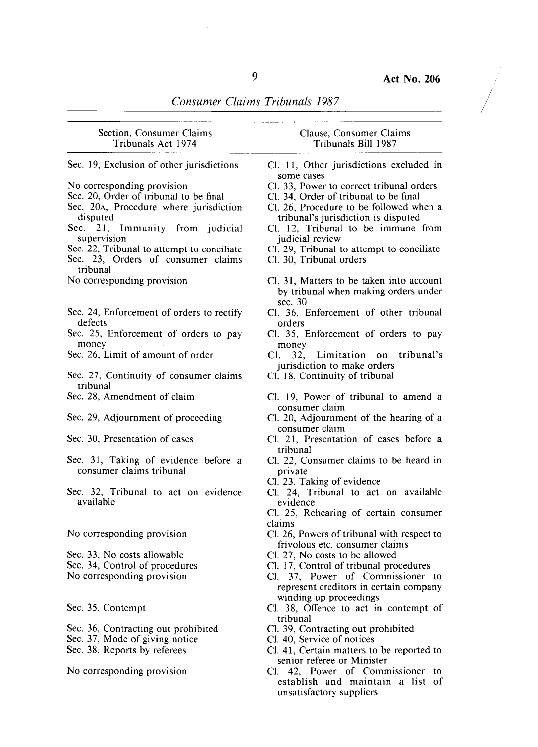| Section, Consumer Claims Tribunals Act 1974 | Clause, Consumer Claims Tribunals Bill 1987 |
|---|---|
| Sec. 19, Exclusion of other jurisdictions | Cl. 11, Other jurisdictions excluded in some cases |
| No corresponding provision | Cl. 33, Power to correct tribunal orders |
| Sec. 20, Order of tribunal to be final | Cl. 34, Order of tribunal to be final |
| Sec. 20A, Procedure where jurisdiction disputed | Cl. 26, Procedure to be followed when a tribunal's jurisdiction is disputed |
| Sec. 21, Immunity from judicial supervision | Cl. 12, Tribunal to be immune from judicial review |
| Sec. 22, Tribunal to attempt to conciliate | Cl. 29, Tribunal to attempt to conciliate |
| Sec. 23, Orders of consumer claims tribunal | Cl. 30, Tribunal orders |
| No corresponding provision | Cl. 31, Matters to be taken into account by tribunal when making orders under sec. 30 |
| Sec. 24, Enforcement of orders to rectify defects | Cl. 36, Enforcement of other tribunal orders |
| Sec. 25, Enforcement of orders to pay money | Cl. 35, Enforcement of orders to pay money |
| Sec. 26, Limit of amount of order | Cl. 32, Limitation on tribunal's jurisdiction to make orders |
| Sec. 27, Continuity of consumer claims tribunal | Cl. 18, Continuity of tribunal |
| Sec. 28, Amendment of claim | Cl. 19, Power of tribunal to amend a consumer claim |
| Sec. 29, Adjournment of proceeding | Cl. 20, Adjournment of the hearing of a consumer claim |
| Sec. 30, Presentation of cases | Cl. 21, Presentation of cases before a tribunal |
| Sec. 31, Taking of evidence before a consumer claims tribunal | Cl. 22, Consumer claims to be heard in private<br>Cl. 23, Taking of evidence |
| Sec. 32, Tribunal to act on evidence available | Cl. 24, Tribunal to act on available evidence<br>Cl. 25, Rehearing of certain consumer claims |
| No corresponding provision | Cl. 26, Powers of tribunal with respect to frivolous etc. consumer claims |
| Sec. 33, No costs allowable | Cl. 27, No costs to be allowed |
| Sec. 34, Control of procedures | Cl. 17, Control of tribunal procedures |
| No corresponding provision | Cl. 37, Power of Commissioner to represent creditors in certain company winding up proceedings |
| Sec. 35, Contempt | Cl. 38, Offence to act in contempt of tribunal |
| Sec. 36, Contracting out prohibited | Cl. 39, Contracting out prohibited |
| Sec. 37, Mode of giving notice | Cl. 40, Service of notices |
| Sec. 38, Reports by referees | Cl. 41, Certain matters to be reported to senior referee or Minister |
| No corresponding provision | Cl. 42, Power of Commissioner to establish and maintain a list of unsatisfactory suppliers |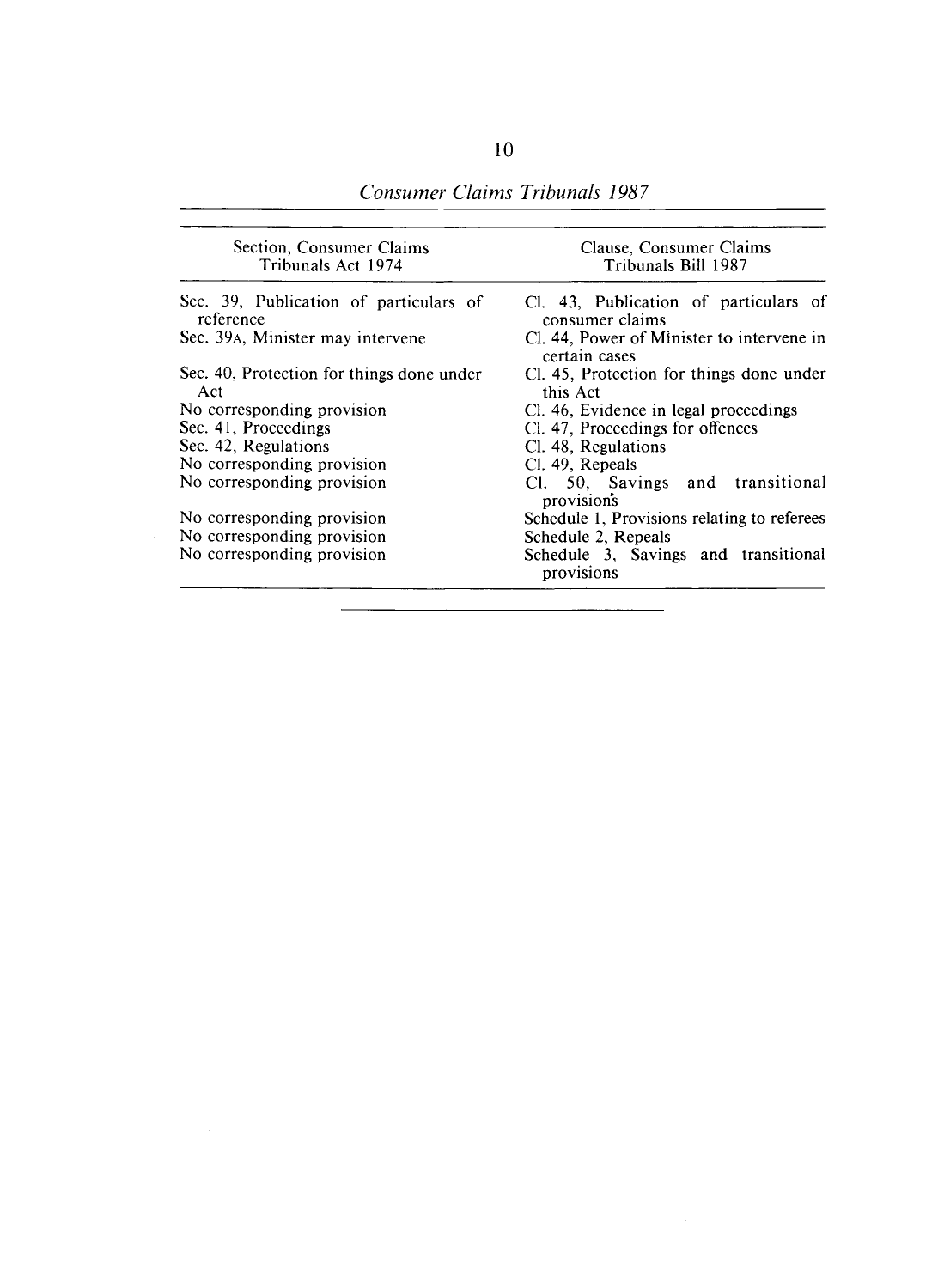| Section, Consumer Claims Tribunals Act 1974 | Clause, Consumer Claims Tribunals Bill 1987 |
|---|---|
| Sec. 39, Publication of particulars of reference | Cl. 43, Publication of particulars of consumer claims |
| Sec. 39A, Minister may intervene | Cl. 44, Power of Minister to intervene in certain cases |
| Sec. 40, Protection for things done under Act | Cl. 45, Protection for things done under this Act |
| No corresponding provision | Cl. 46, Evidence in legal proceedings |
| Sec. 41, Proceedings | Cl. 47, Proceedings for offences |
| Sec. 42, Regulations | Cl. 48, Regulations |
| No corresponding provision | Cl. 49, Repeals |
| No corresponding provision | Cl. 50, Savings and transitional provisions |
| No corresponding provision | Schedule 1, Provisions relating to referees |
| No corresponding provision | Schedule 2, Repeals |
| No corresponding provision | Schedule 3, Savings and transitional provisions |